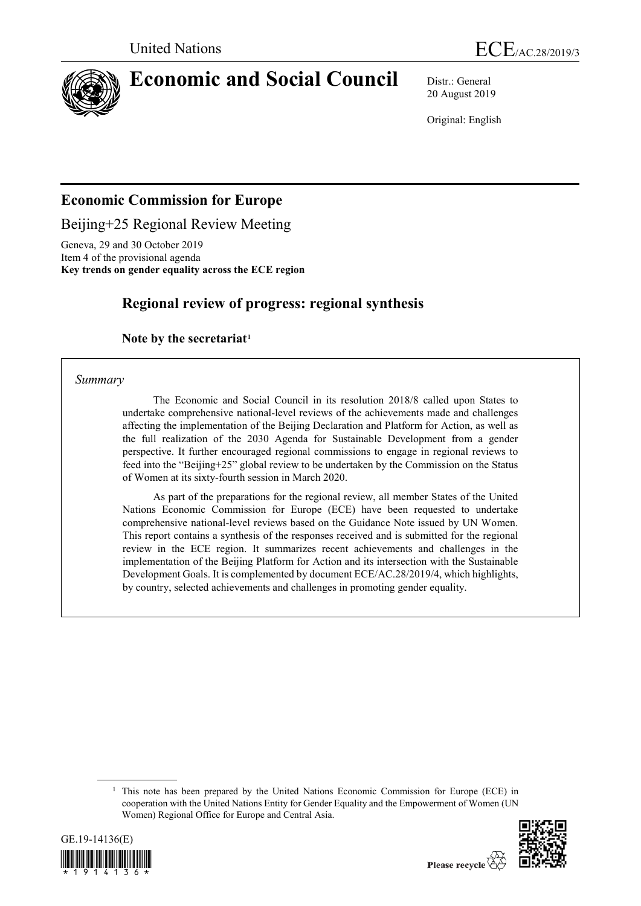United Nations

# Economic and Social Council

ECE/AC.28/2019/3

Distr.: General
20 August 2019

Original: English

## Economic Commission for Europe

Beijing+25 Regional Review Meeting

Geneva, 29 and 30 October 2019
Item 4 of the provisional agenda
**Key trends on gender equality across the ECE region**

# Regional review of progress: regional synthesis

### Note by the secretariat[1]

*Summary*

The Economic and Social Council in its resolution 2018/8 called upon States to undertake comprehensive national-level reviews of the achievements made and challenges affecting the implementation of the Beijing Declaration and Platform for Action, as well as the full realization of the 2030 Agenda for Sustainable Development from a gender perspective. It further encouraged regional commissions to engage in regional reviews to feed into the "Beijing+25" global review to be undertaken by the Commission on the Status of Women at its sixty-fourth session in March 2020.

As part of the preparations for the regional review, all member States of the United Nations Economic Commission for Europe (ECE) have been requested to undertake comprehensive national-level reviews based on the Guidance Note issued by UN Women. This report contains a synthesis of the responses received and is submitted for the regional review in the ECE region. It summarizes recent achievements and challenges in the implementation of the Beijing Platform for Action and its intersection with the Sustainable Development Goals. It is complemented by document ECE/AC.28/2019/4, which highlights, by country, selected achievements and challenges in promoting gender equality.

[1] This note has been prepared by the United Nations Economic Commission for Europe (ECE) in cooperation with the United Nations Entity for Gender Equality and the Empowerment of Women (UN Women) Regional Office for Europe and Central Asia.

GE.19-14136(E)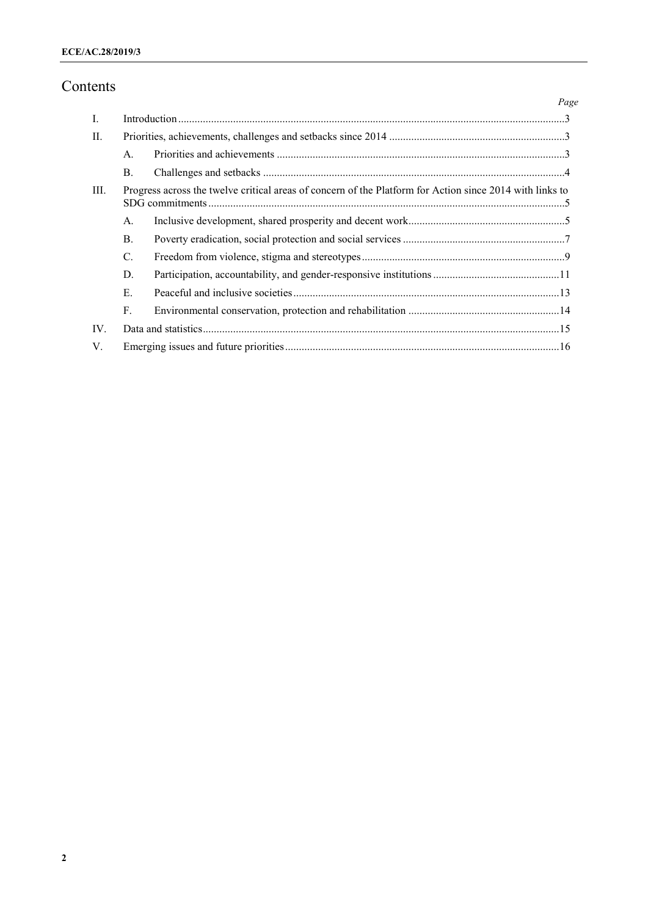# Contents

| | | | Page |
|---|---|---|---|
| I. | Introduction | | 3 |
| II. | Priorities, achievements, challenges and setbacks since 2014 | | 3 |
| | A. | Priorities and achievements | 3 |
| | B. | Challenges and setbacks | 4 |
| III. | Progress across the twelve critical areas of concern of the Platform for Action since 2014 with links to SDG commitments | | 5 |
| | A. | Inclusive development, shared prosperity and decent work | 5 |
| | B. | Poverty eradication, social protection and social services | 7 |
| | C. | Freedom from violence, stigma and stereotypes | 9 |
| | D. | Participation, accountability, and gender-responsive institutions | 11 |
| | E. | Peaceful and inclusive societies | 13 |
| | F. | Environmental conservation, protection and rehabilitation | 14 |
| IV. | Data and statistics | | 15 |
| V. | Emerging issues and future priorities | | 16 |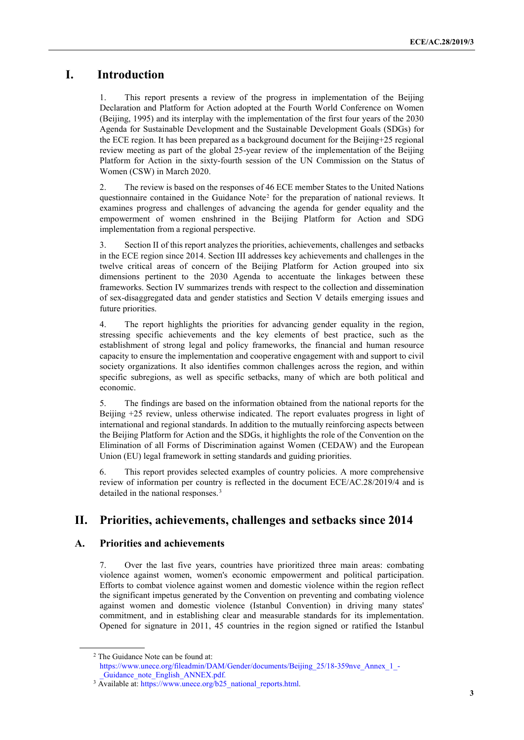# I. Introduction

1. This report presents a review of the progress in implementation of the Beijing Declaration and Platform for Action adopted at the Fourth World Conference on Women (Beijing, 1995) and its interplay with the implementation of the first four years of the 2030 Agenda for Sustainable Development and the Sustainable Development Goals (SDGs) for the ECE region. It has been prepared as a background document for the Beijing+25 regional review meeting as part of the global 25-year review of the implementation of the Beijing Platform for Action in the sixty-fourth session of the UN Commission on the Status of Women (CSW) in March 2020.

2. The review is based on the responses of 46 ECE member States to the United Nations questionnaire contained in the Guidance Note[2] for the preparation of national reviews. It examines progress and challenges of advancing the agenda for gender equality and the empowerment of women enshrined in the Beijing Platform for Action and SDG implementation from a regional perspective.

3. Section II of this report analyzes the priorities, achievements, challenges and setbacks in the ECE region since 2014. Section III addresses key achievements and challenges in the twelve critical areas of concern of the Beijing Platform for Action grouped into six dimensions pertinent to the 2030 Agenda to accentuate the linkages between these frameworks. Section IV summarizes trends with respect to the collection and dissemination of sex-disaggregated data and gender statistics and Section V details emerging issues and future priorities.

4. The report highlights the priorities for advancing gender equality in the region, stressing specific achievements and the key elements of best practice, such as the establishment of strong legal and policy frameworks, the financial and human resource capacity to ensure the implementation and cooperative engagement with and support to civil society organizations. It also identifies common challenges across the region, and within specific subregions, as well as specific setbacks, many of which are both political and economic.

5. The findings are based on the information obtained from the national reports for the Beijing +25 review, unless otherwise indicated. The report evaluates progress in light of international and regional standards. In addition to the mutually reinforcing aspects between the Beijing Platform for Action and the SDGs, it highlights the role of the Convention on the Elimination of all Forms of Discrimination against Women (CEDAW) and the European Union (EU) legal framework in setting standards and guiding priorities.

6. This report provides selected examples of country policies. A more comprehensive review of information per country is reflected in the document ECE/AC.28/2019/4 and is detailed in the national responses.[3]

# II. Priorities, achievements, challenges and setbacks since 2014

## A. Priorities and achievements

7. Over the last five years, countries have prioritized three main areas: combating violence against women, women's economic empowerment and political participation. Efforts to combat violence against women and domestic violence within the region reflect the significant impetus generated by the Convention on preventing and combating violence against women and domestic violence (Istanbul Convention) in driving many states' commitment, and in establishing clear and measurable standards for its implementation. Opened for signature in 2011, 45 countries in the region signed or ratified the Istanbul

---

[2] The Guidance Note can be found at: https://www.unece.org/fileadmin/DAM/Gender/documents/Beijing_25/18-359nve_Annex_1_-_Guidance_note_English_ANNEX.pdf.

[3] Available at: https://www.unece.org/b25_national_reports.html.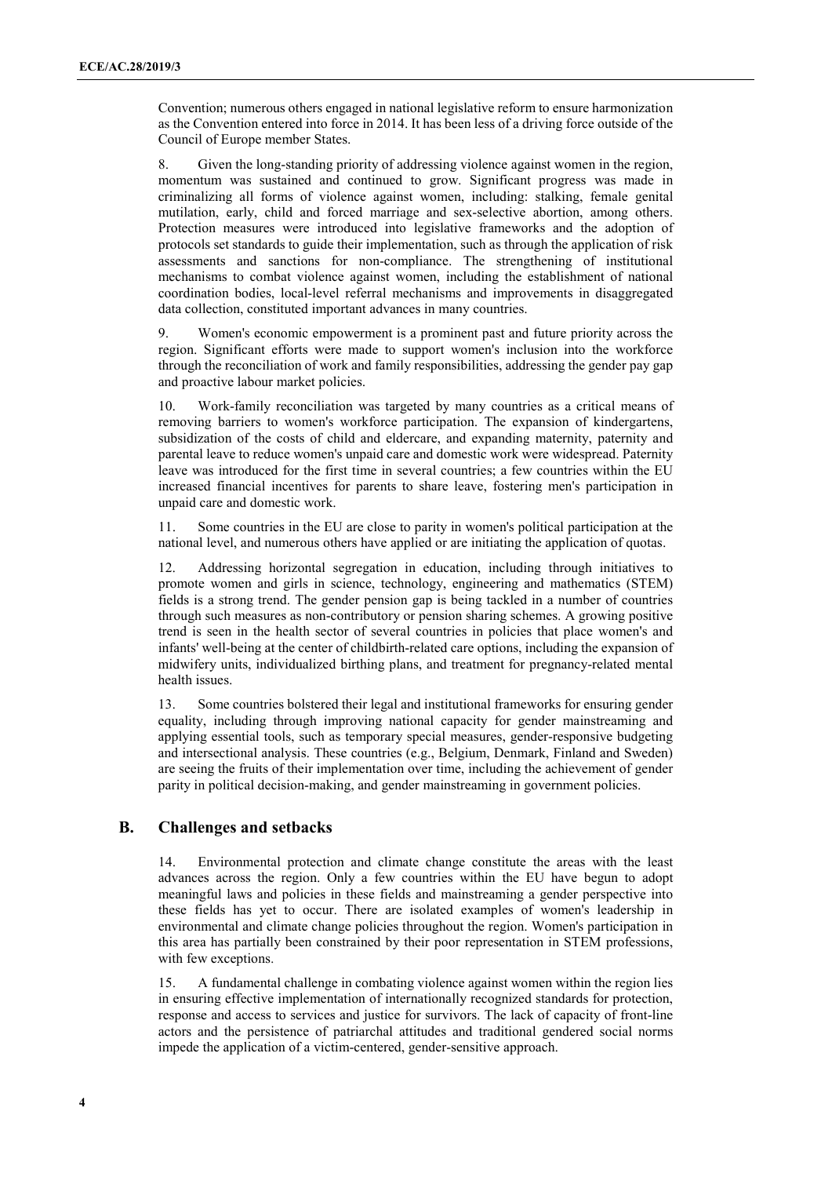Convention; numerous others engaged in national legislative reform to ensure harmonization as the Convention entered into force in 2014. It has been less of a driving force outside of the Council of Europe member States.

8. Given the long-standing priority of addressing violence against women in the region, momentum was sustained and continued to grow. Significant progress was made in criminalizing all forms of violence against women, including: stalking, female genital mutilation, early, child and forced marriage and sex-selective abortion, among others. Protection measures were introduced into legislative frameworks and the adoption of protocols set standards to guide their implementation, such as through the application of risk assessments and sanctions for non-compliance. The strengthening of institutional mechanisms to combat violence against women, including the establishment of national coordination bodies, local-level referral mechanisms and improvements in disaggregated data collection, constituted important advances in many countries.

9. Women's economic empowerment is a prominent past and future priority across the region. Significant efforts were made to support women's inclusion into the workforce through the reconciliation of work and family responsibilities, addressing the gender pay gap and proactive labour market policies.

10. Work-family reconciliation was targeted by many countries as a critical means of removing barriers to women's workforce participation. The expansion of kindergartens, subsidization of the costs of child and eldercare, and expanding maternity, paternity and parental leave to reduce women's unpaid care and domestic work were widespread. Paternity leave was introduced for the first time in several countries; a few countries within the EU increased financial incentives for parents to share leave, fostering men's participation in unpaid care and domestic work.

11. Some countries in the EU are close to parity in women's political participation at the national level, and numerous others have applied or are initiating the application of quotas.

12. Addressing horizontal segregation in education, including through initiatives to promote women and girls in science, technology, engineering and mathematics (STEM) fields is a strong trend. The gender pension gap is being tackled in a number of countries through such measures as non-contributory or pension sharing schemes. A growing positive trend is seen in the health sector of several countries in policies that place women's and infants' well-being at the center of childbirth-related care options, including the expansion of midwifery units, individualized birthing plans, and treatment for pregnancy-related mental health issues.

13. Some countries bolstered their legal and institutional frameworks for ensuring gender equality, including through improving national capacity for gender mainstreaming and applying essential tools, such as temporary special measures, gender-responsive budgeting and intersectional analysis. These countries (e.g., Belgium, Denmark, Finland and Sweden) are seeing the fruits of their implementation over time, including the achievement of gender parity in political decision-making, and gender mainstreaming in government policies.

## B. Challenges and setbacks

14. Environmental protection and climate change constitute the areas with the least advances across the region. Only a few countries within the EU have begun to adopt meaningful laws and policies in these fields and mainstreaming a gender perspective into these fields has yet to occur. There are isolated examples of women's leadership in environmental and climate change policies throughout the region. Women's participation in this area has partially been constrained by their poor representation in STEM professions, with few exceptions.

15. A fundamental challenge in combating violence against women within the region lies in ensuring effective implementation of internationally recognized standards for protection, response and access to services and justice for survivors. The lack of capacity of front-line actors and the persistence of patriarchal attitudes and traditional gendered social norms impede the application of a victim-centered, gender-sensitive approach.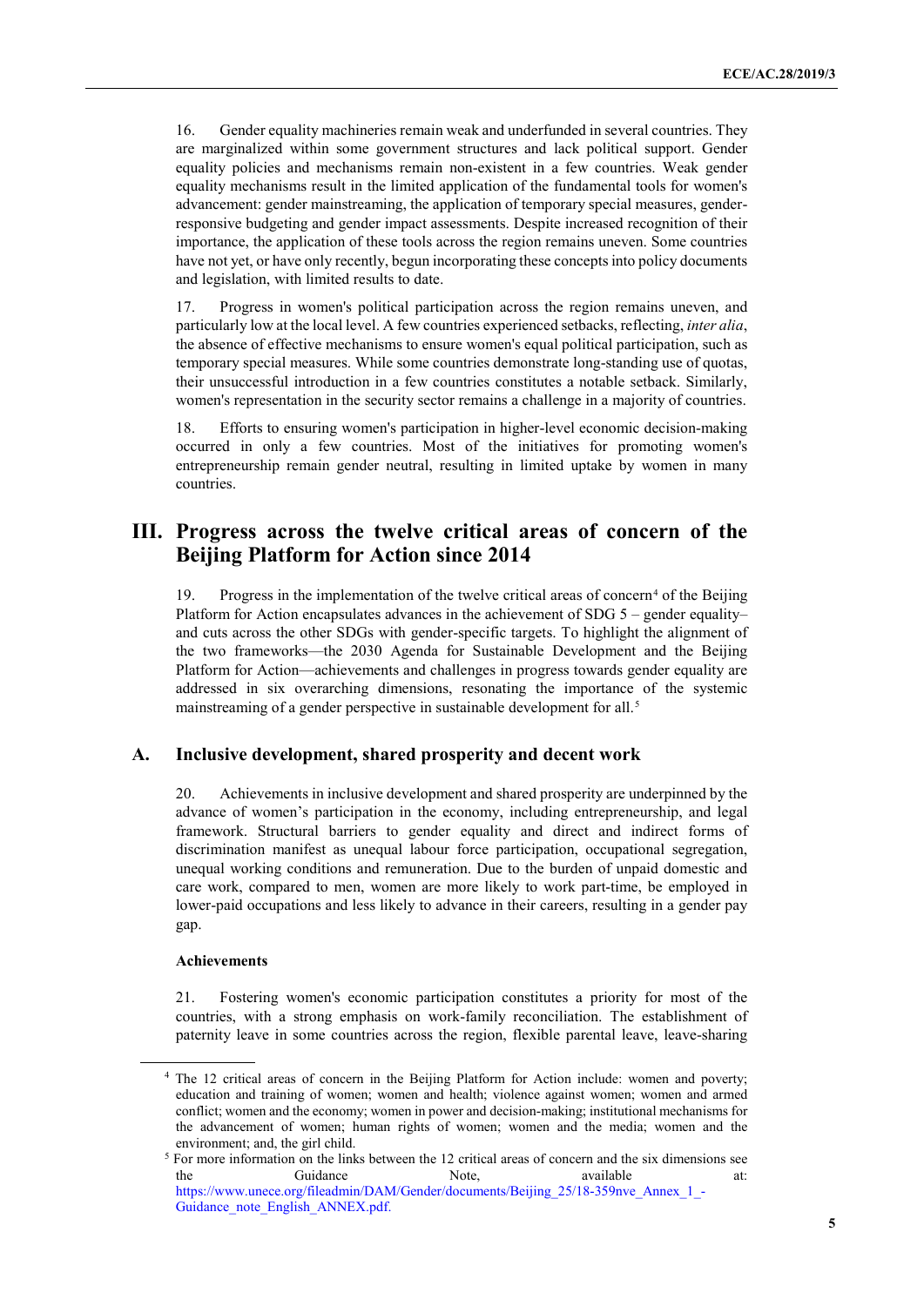16. Gender equality machineries remain weak and underfunded in several countries. They are marginalized within some government structures and lack political support. Gender equality policies and mechanisms remain non-existent in a few countries. Weak gender equality mechanisms result in the limited application of the fundamental tools for women's advancement: gender mainstreaming, the application of temporary special measures, gender-responsive budgeting and gender impact assessments. Despite increased recognition of their importance, the application of these tools across the region remains uneven. Some countries have not yet, or have only recently, begun incorporating these concepts into policy documents and legislation, with limited results to date.

17. Progress in women's political participation across the region remains uneven, and particularly low at the local level. A few countries experienced setbacks, reflecting, *inter alia*, the absence of effective mechanisms to ensure women's equal political participation, such as temporary special measures. While some countries demonstrate long-standing use of quotas, their unsuccessful introduction in a few countries constitutes a notable setback. Similarly, women's representation in the security sector remains a challenge in a majority of countries.

18. Efforts to ensuring women's participation in higher-level economic decision-making occurred in only a few countries. Most of the initiatives for promoting women's entrepreneurship remain gender neutral, resulting in limited uptake by women in many countries.

# III. Progress across the twelve critical areas of concern of the Beijing Platform for Action since 2014

19. Progress in the implementation of the twelve critical areas of concern[4] of the Beijing Platform for Action encapsulates advances in the achievement of SDG 5 – gender equality– and cuts across the other SDGs with gender-specific targets. To highlight the alignment of the two frameworks—the 2030 Agenda for Sustainable Development and the Beijing Platform for Action—achievements and challenges in progress towards gender equality are addressed in six overarching dimensions, resonating the importance of the systemic mainstreaming of a gender perspective in sustainable development for all.[5]

## A. Inclusive development, shared prosperity and decent work

20. Achievements in inclusive development and shared prosperity are underpinned by the advance of women's participation in the economy, including entrepreneurship, and legal framework. Structural barriers to gender equality and direct and indirect forms of discrimination manifest as unequal labour force participation, occupational segregation, unequal working conditions and remuneration. Due to the burden of unpaid domestic and care work, compared to men, women are more likely to work part-time, be employed in lower-paid occupations and less likely to advance in their careers, resulting in a gender pay gap.

**Achievements**

21. Fostering women's economic participation constitutes a priority for most of the countries, with a strong emphasis on work-family reconciliation. The establishment of paternity leave in some countries across the region, flexible parental leave, leave-sharing

---

[4] The 12 critical areas of concern in the Beijing Platform for Action include: women and poverty; education and training of women; women and health; violence against women; women and armed conflict; women and the economy; women in power and decision-making; institutional mechanisms for the advancement of women; human rights of women; women and the media; women and the environment; and, the girl child.

[5] For more information on the links between the 12 critical areas of concern and the six dimensions see the Guidance Note, available at: https://www.unece.org/fileadmin/DAM/Gender/documents/Beijing_25/18-359nve_Annex_1_-Guidance_note_English_ANNEX.pdf.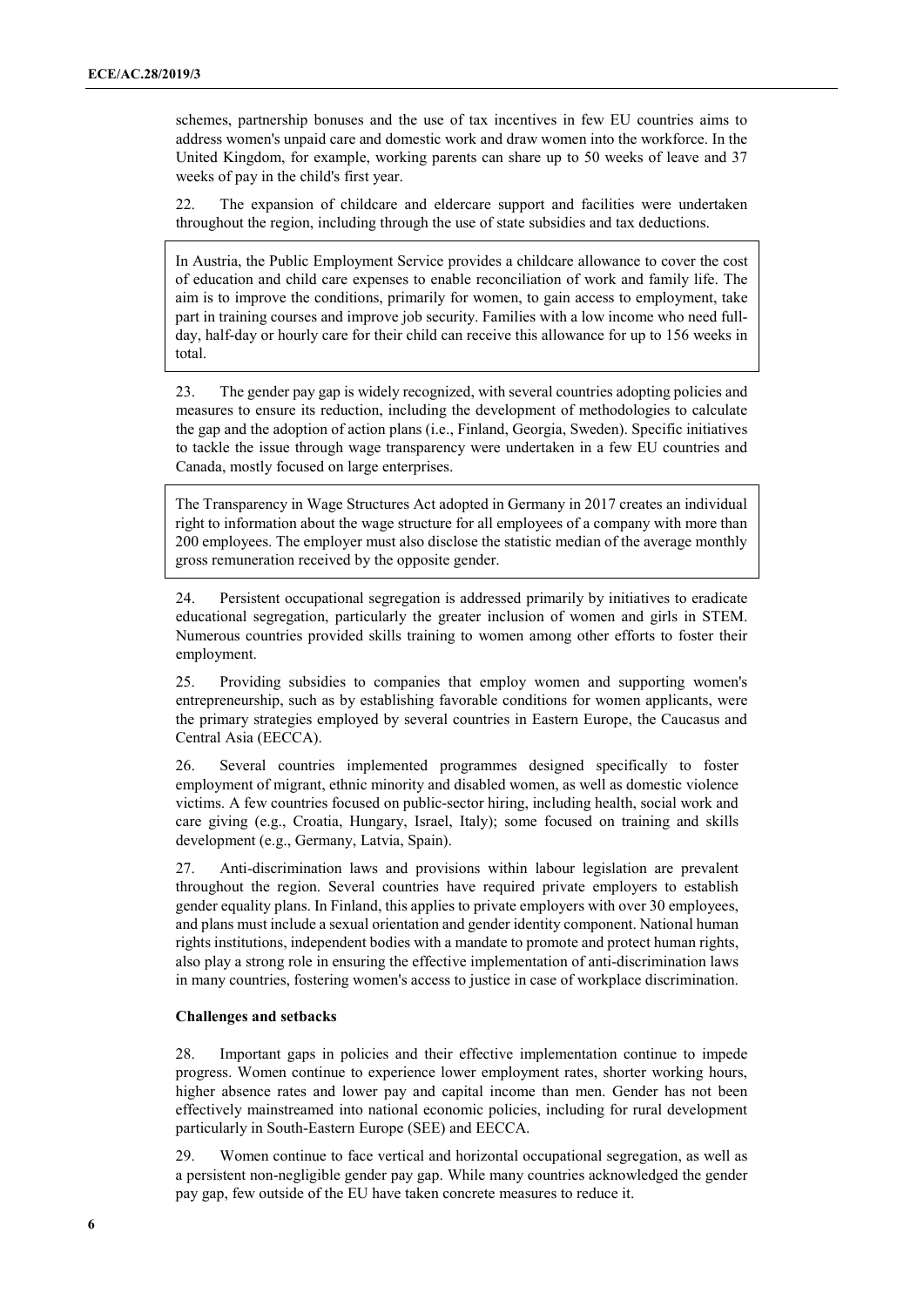schemes, partnership bonuses and the use of tax incentives in few EU countries aims to address women's unpaid care and domestic work and draw women into the workforce. In the United Kingdom, for example, working parents can share up to 50 weeks of leave and 37 weeks of pay in the child's first year.

22. The expansion of childcare and eldercare support and facilities were undertaken throughout the region, including through the use of state subsidies and tax deductions.

> In Austria, the Public Employment Service provides a childcare allowance to cover the cost of education and child care expenses to enable reconciliation of work and family life. The aim is to improve the conditions, primarily for women, to gain access to employment, take part in training courses and improve job security. Families with a low income who need full-day, half-day or hourly care for their child can receive this allowance for up to 156 weeks in total.

23. The gender pay gap is widely recognized, with several countries adopting policies and measures to ensure its reduction, including the development of methodologies to calculate the gap and the adoption of action plans (i.e., Finland, Georgia, Sweden). Specific initiatives to tackle the issue through wage transparency were undertaken in a few EU countries and Canada, mostly focused on large enterprises.

> The Transparency in Wage Structures Act adopted in Germany in 2017 creates an individual right to information about the wage structure for all employees of a company with more than 200 employees. The employer must also disclose the statistic median of the average monthly gross remuneration received by the opposite gender.

24. Persistent occupational segregation is addressed primarily by initiatives to eradicate educational segregation, particularly the greater inclusion of women and girls in STEM. Numerous countries provided skills training to women among other efforts to foster their employment.

25. Providing subsidies to companies that employ women and supporting women's entrepreneurship, such as by establishing favorable conditions for women applicants, were the primary strategies employed by several countries in Eastern Europe, the Caucasus and Central Asia (EECCA).

26. Several countries implemented programmes designed specifically to foster employment of migrant, ethnic minority and disabled women, as well as domestic violence victims. A few countries focused on public-sector hiring, including health, social work and care giving (e.g., Croatia, Hungary, Israel, Italy); some focused on training and skills development (e.g., Germany, Latvia, Spain).

27. Anti-discrimination laws and provisions within labour legislation are prevalent throughout the region. Several countries have required private employers to establish gender equality plans. In Finland, this applies to private employers with over 30 employees, and plans must include a sexual orientation and gender identity component. National human rights institutions, independent bodies with a mandate to promote and protect human rights, also play a strong role in ensuring the effective implementation of anti-discrimination laws in many countries, fostering women's access to justice in case of workplace discrimination.

**Challenges and setbacks**

28. Important gaps in policies and their effective implementation continue to impede progress. Women continue to experience lower employment rates, shorter working hours, higher absence rates and lower pay and capital income than men. Gender has not been effectively mainstreamed into national economic policies, including for rural development particularly in South-Eastern Europe (SEE) and EECCA.

29. Women continue to face vertical and horizontal occupational segregation, as well as a persistent non-negligible gender pay gap. While many countries acknowledged the gender pay gap, few outside of the EU have taken concrete measures to reduce it.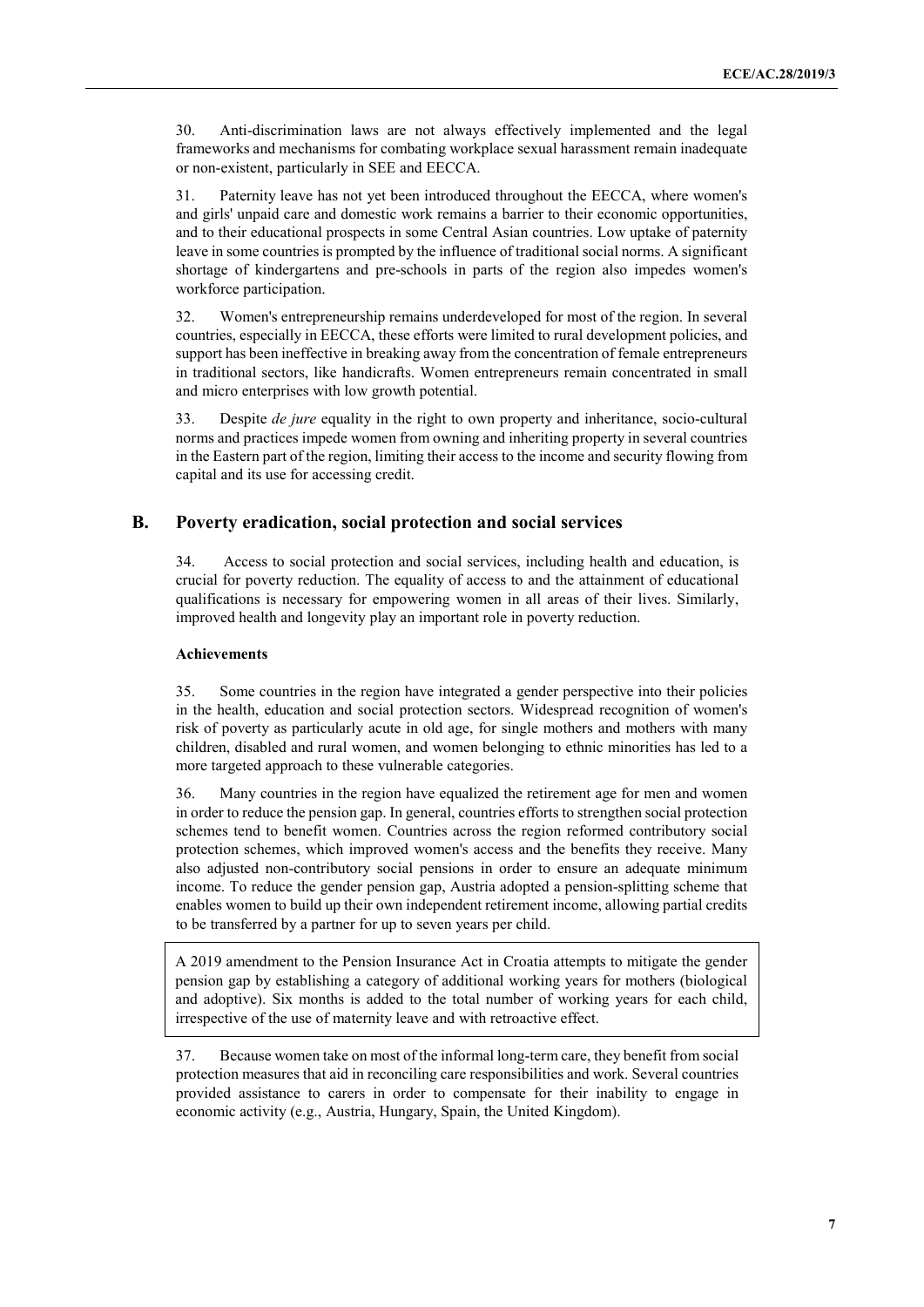30. Anti-discrimination laws are not always effectively implemented and the legal frameworks and mechanisms for combating workplace sexual harassment remain inadequate or non-existent, particularly in SEE and EECCA.

31. Paternity leave has not yet been introduced throughout the EECCA, where women's and girls' unpaid care and domestic work remains a barrier to their economic opportunities, and to their educational prospects in some Central Asian countries. Low uptake of paternity leave in some countries is prompted by the influence of traditional social norms. A significant shortage of kindergartens and pre-schools in parts of the region also impedes women's workforce participation.

32. Women's entrepreneurship remains underdeveloped for most of the region. In several countries, especially in EECCA, these efforts were limited to rural development policies, and support has been ineffective in breaking away from the concentration of female entrepreneurs in traditional sectors, like handicrafts. Women entrepreneurs remain concentrated in small and micro enterprises with low growth potential.

33. Despite *de jure* equality in the right to own property and inheritance, socio-cultural norms and practices impede women from owning and inheriting property in several countries in the Eastern part of the region, limiting their access to the income and security flowing from capital and its use for accessing credit.

## B. Poverty eradication, social protection and social services

34. Access to social protection and social services, including health and education, is crucial for poverty reduction. The equality of access to and the attainment of educational qualifications is necessary for empowering women in all areas of their lives. Similarly, improved health and longevity play an important role in poverty reduction.

#### Achievements

35. Some countries in the region have integrated a gender perspective into their policies in the health, education and social protection sectors. Widespread recognition of women's risk of poverty as particularly acute in old age, for single mothers and mothers with many children, disabled and rural women, and women belonging to ethnic minorities has led to a more targeted approach to these vulnerable categories.

36. Many countries in the region have equalized the retirement age for men and women in order to reduce the pension gap. In general, countries efforts to strengthen social protection schemes tend to benefit women. Countries across the region reformed contributory social protection schemes, which improved women's access and the benefits they receive. Many also adjusted non-contributory social pensions in order to ensure an adequate minimum income. To reduce the gender pension gap, Austria adopted a pension-splitting scheme that enables women to build up their own independent retirement income, allowing partial credits to be transferred by a partner for up to seven years per child.

> A 2019 amendment to the Pension Insurance Act in Croatia attempts to mitigate the gender pension gap by establishing a category of additional working years for mothers (biological and adoptive). Six months is added to the total number of working years for each child, irrespective of the use of maternity leave and with retroactive effect.

37. Because women take on most of the informal long-term care, they benefit from social protection measures that aid in reconciling care responsibilities and work. Several countries provided assistance to carers in order to compensate for their inability to engage in economic activity (e.g., Austria, Hungary, Spain, the United Kingdom).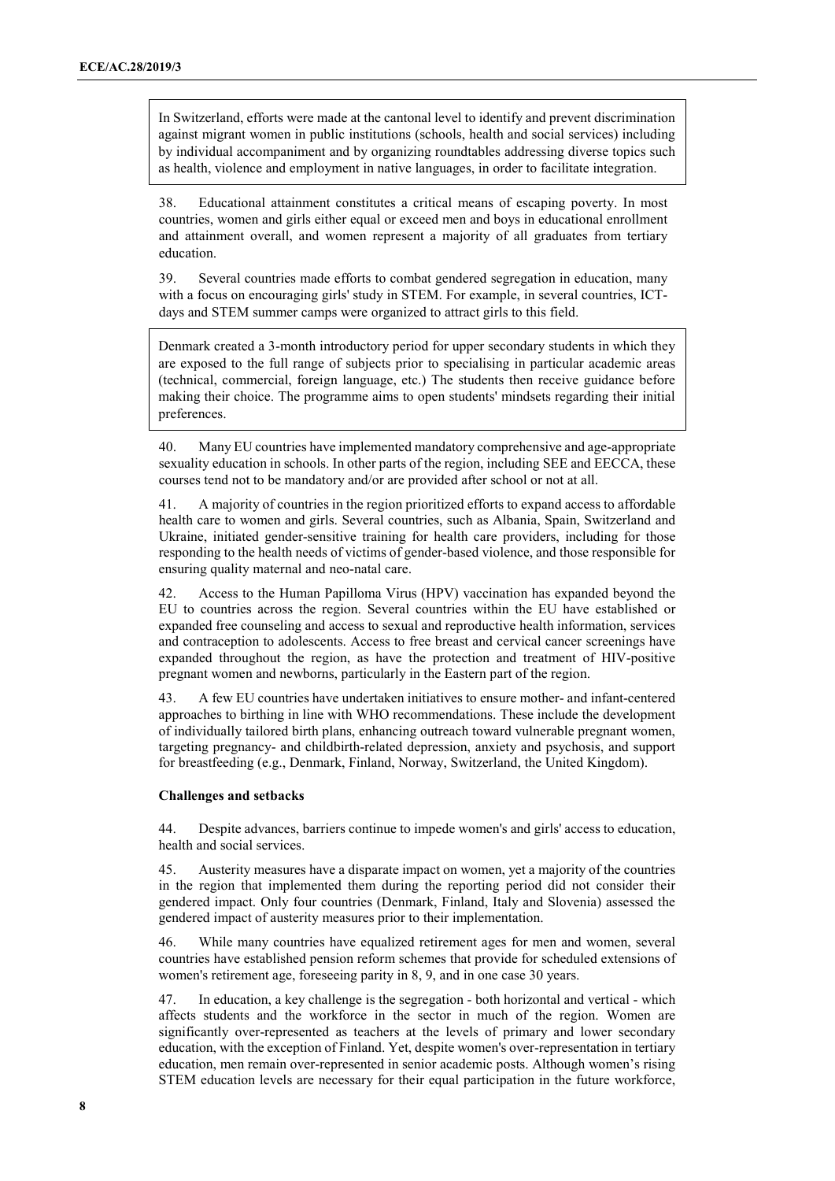In Switzerland, efforts were made at the cantonal level to identify and prevent discrimination against migrant women in public institutions (schools, health and social services) including by individual accompaniment and by organizing roundtables addressing diverse topics such as health, violence and employment in native languages, in order to facilitate integration.

38. Educational attainment constitutes a critical means of escaping poverty. In most countries, women and girls either equal or exceed men and boys in educational enrollment and attainment overall, and women represent a majority of all graduates from tertiary education.

39. Several countries made efforts to combat gendered segregation in education, many with a focus on encouraging girls' study in STEM. For example, in several countries, ICT-days and STEM summer camps were organized to attract girls to this field.

Denmark created a 3-month introductory period for upper secondary students in which they are exposed to the full range of subjects prior to specialising in particular academic areas (technical, commercial, foreign language, etc.) The students then receive guidance before making their choice. The programme aims to open students' mindsets regarding their initial preferences.

40. Many EU countries have implemented mandatory comprehensive and age-appropriate sexuality education in schools. In other parts of the region, including SEE and EECCA, these courses tend not to be mandatory and/or are provided after school or not at all.

41. A majority of countries in the region prioritized efforts to expand access to affordable health care to women and girls. Several countries, such as Albania, Spain, Switzerland and Ukraine, initiated gender-sensitive training for health care providers, including for those responding to the health needs of victims of gender-based violence, and those responsible for ensuring quality maternal and neo-natal care.

42. Access to the Human Papilloma Virus (HPV) vaccination has expanded beyond the EU to countries across the region. Several countries within the EU have established or expanded free counseling and access to sexual and reproductive health information, services and contraception to adolescents. Access to free breast and cervical cancer screenings have expanded throughout the region, as have the protection and treatment of HIV-positive pregnant women and newborns, particularly in the Eastern part of the region.

43. A few EU countries have undertaken initiatives to ensure mother- and infant-centered approaches to birthing in line with WHO recommendations. These include the development of individually tailored birth plans, enhancing outreach toward vulnerable pregnant women, targeting pregnancy- and childbirth-related depression, anxiety and psychosis, and support for breastfeeding (e.g., Denmark, Finland, Norway, Switzerland, the United Kingdom).

**Challenges and setbacks**

44. Despite advances, barriers continue to impede women's and girls' access to education, health and social services.

45. Austerity measures have a disparate impact on women, yet a majority of the countries in the region that implemented them during the reporting period did not consider their gendered impact. Only four countries (Denmark, Finland, Italy and Slovenia) assessed the gendered impact of austerity measures prior to their implementation.

46. While many countries have equalized retirement ages for men and women, several countries have established pension reform schemes that provide for scheduled extensions of women's retirement age, foreseeing parity in 8, 9, and in one case 30 years.

47. In education, a key challenge is the segregation - both horizontal and vertical - which affects students and the workforce in the sector in much of the region. Women are significantly over-represented as teachers at the levels of primary and lower secondary education, with the exception of Finland. Yet, despite women's over-representation in tertiary education, men remain over-represented in senior academic posts. Although women's rising STEM education levels are necessary for their equal participation in the future workforce,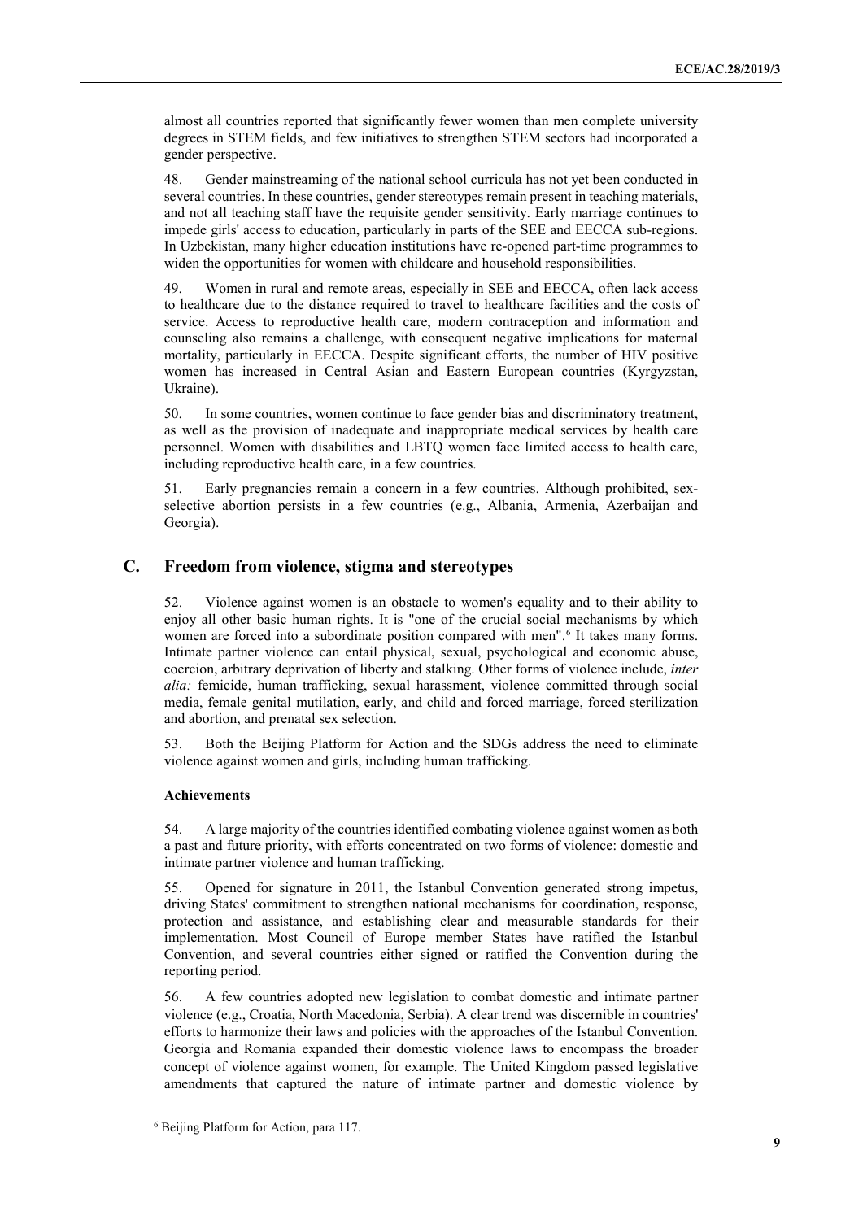almost all countries reported that significantly fewer women than men complete university degrees in STEM fields, and few initiatives to strengthen STEM sectors had incorporated a gender perspective.

48. Gender mainstreaming of the national school curricula has not yet been conducted in several countries. In these countries, gender stereotypes remain present in teaching materials, and not all teaching staff have the requisite gender sensitivity. Early marriage continues to impede girls' access to education, particularly in parts of the SEE and EECCA sub-regions. In Uzbekistan, many higher education institutions have re-opened part-time programmes to widen the opportunities for women with childcare and household responsibilities.

49. Women in rural and remote areas, especially in SEE and EECCA, often lack access to healthcare due to the distance required to travel to healthcare facilities and the costs of service. Access to reproductive health care, modern contraception and information and counseling also remains a challenge, with consequent negative implications for maternal mortality, particularly in EECCA. Despite significant efforts, the number of HIV positive women has increased in Central Asian and Eastern European countries (Kyrgyzstan, Ukraine).

50. In some countries, women continue to face gender bias and discriminatory treatment, as well as the provision of inadequate and inappropriate medical services by health care personnel. Women with disabilities and LBTQ women face limited access to health care, including reproductive health care, in a few countries.

51. Early pregnancies remain a concern in a few countries. Although prohibited, sex-selective abortion persists in a few countries (e.g., Albania, Armenia, Azerbaijan and Georgia).

## C. Freedom from violence, stigma and stereotypes

52. Violence against women is an obstacle to women's equality and to their ability to enjoy all other basic human rights. It is "one of the crucial social mechanisms by which women are forced into a subordinate position compared with men".[6] It takes many forms. Intimate partner violence can entail physical, sexual, psychological and economic abuse, coercion, arbitrary deprivation of liberty and stalking. Other forms of violence include, *inter alia:* femicide, human trafficking, sexual harassment, violence committed through social media, female genital mutilation, early, and child and forced marriage, forced sterilization and abortion, and prenatal sex selection.

53. Both the Beijing Platform for Action and the SDGs address the need to eliminate violence against women and girls, including human trafficking.

**Achievements**

54. A large majority of the countries identified combating violence against women as both a past and future priority, with efforts concentrated on two forms of violence: domestic and intimate partner violence and human trafficking.

55. Opened for signature in 2011, the Istanbul Convention generated strong impetus, driving States' commitment to strengthen national mechanisms for coordination, response, protection and assistance, and establishing clear and measurable standards for their implementation. Most Council of Europe member States have ratified the Istanbul Convention, and several countries either signed or ratified the Convention during the reporting period.

56. A few countries adopted new legislation to combat domestic and intimate partner violence (e.g., Croatia, North Macedonia, Serbia). A clear trend was discernible in countries' efforts to harmonize their laws and policies with the approaches of the Istanbul Convention. Georgia and Romania expanded their domestic violence laws to encompass the broader concept of violence against women, for example. The United Kingdom passed legislative amendments that captured the nature of intimate partner and domestic violence by

[6] Beijing Platform for Action, para 117.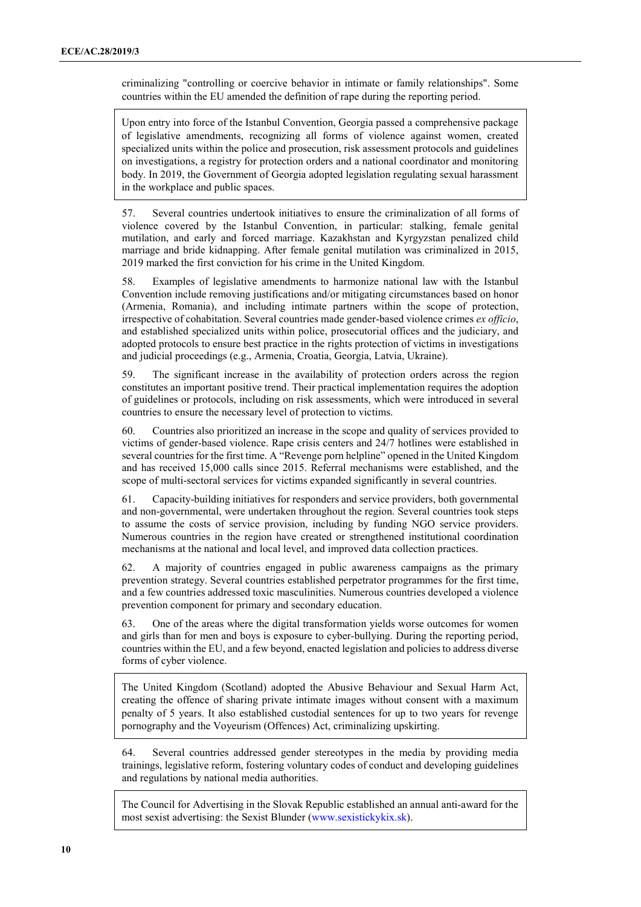criminalizing "controlling or coercive behavior in intimate or family relationships". Some countries within the EU amended the definition of rape during the reporting period.

> Upon entry into force of the Istanbul Convention, Georgia passed a comprehensive package of legislative amendments, recognizing all forms of violence against women, created specialized units within the police and prosecution, risk assessment protocols and guidelines on investigations, a registry for protection orders and a national coordinator and monitoring body. In 2019, the Government of Georgia adopted legislation regulating sexual harassment in the workplace and public spaces.

57. Several countries undertook initiatives to ensure the criminalization of all forms of violence covered by the Istanbul Convention, in particular: stalking, female genital mutilation, and early and forced marriage. Kazakhstan and Kyrgyzstan penalized child marriage and bride kidnapping. After female genital mutilation was criminalized in 2015, 2019 marked the first conviction for his crime in the United Kingdom.

58. Examples of legislative amendments to harmonize national law with the Istanbul Convention include removing justifications and/or mitigating circumstances based on honor (Armenia, Romania), and including intimate partners within the scope of protection, irrespective of cohabitation. Several countries made gender-based violence crimes *ex officio*, and established specialized units within police, prosecutorial offices and the judiciary, and adopted protocols to ensure best practice in the rights protection of victims in investigations and judicial proceedings (e.g., Armenia, Croatia, Georgia, Latvia, Ukraine).

59. The significant increase in the availability of protection orders across the region constitutes an important positive trend. Their practical implementation requires the adoption of guidelines or protocols, including on risk assessments, which were introduced in several countries to ensure the necessary level of protection to victims.

60. Countries also prioritized an increase in the scope and quality of services provided to victims of gender-based violence. Rape crisis centers and 24/7 hotlines were established in several countries for the first time. A "Revenge porn helpline" opened in the United Kingdom and has received 15,000 calls since 2015. Referral mechanisms were established, and the scope of multi-sectoral services for victims expanded significantly in several countries.

61. Capacity-building initiatives for responders and service providers, both governmental and non-governmental, were undertaken throughout the region. Several countries took steps to assume the costs of service provision, including by funding NGO service providers. Numerous countries in the region have created or strengthened institutional coordination mechanisms at the national and local level, and improved data collection practices.

62. A majority of countries engaged in public awareness campaigns as the primary prevention strategy. Several countries established perpetrator programmes for the first time, and a few countries addressed toxic masculinities. Numerous countries developed a violence prevention component for primary and secondary education.

63. One of the areas where the digital transformation yields worse outcomes for women and girls than for men and boys is exposure to cyber-bullying. During the reporting period, countries within the EU, and a few beyond, enacted legislation and policies to address diverse forms of cyber violence.

> The United Kingdom (Scotland) adopted the Abusive Behaviour and Sexual Harm Act, creating the offence of sharing private intimate images without consent with a maximum penalty of 5 years. It also established custodial sentences for up to two years for revenge pornography and the Voyeurism (Offences) Act, criminalizing upskirting.

64. Several countries addressed gender stereotypes in the media by providing media trainings, legislative reform, fostering voluntary codes of conduct and developing guidelines and regulations by national media authorities.

> The Council for Advertising in the Slovak Republic established an annual anti-award for the most sexist advertising: the Sexist Blunder (www.sexistickykix.sk).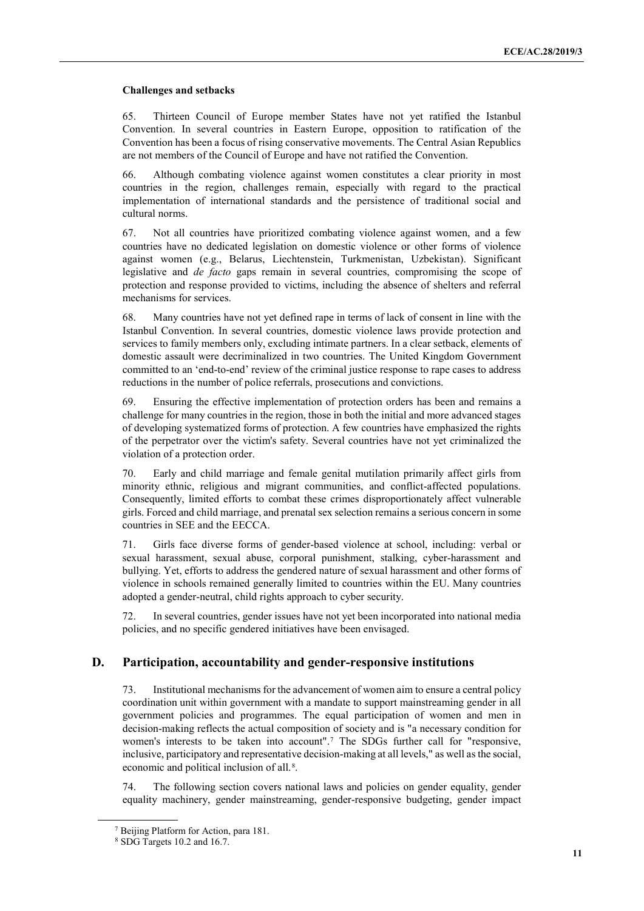**Challenges and setbacks**

65. Thirteen Council of Europe member States have not yet ratified the Istanbul Convention. In several countries in Eastern Europe, opposition to ratification of the Convention has been a focus of rising conservative movements. The Central Asian Republics are not members of the Council of Europe and have not ratified the Convention.

66. Although combating violence against women constitutes a clear priority in most countries in the region, challenges remain, especially with regard to the practical implementation of international standards and the persistence of traditional social and cultural norms.

67. Not all countries have prioritized combating violence against women, and a few countries have no dedicated legislation on domestic violence or other forms of violence against women (e.g., Belarus, Liechtenstein, Turkmenistan, Uzbekistan). Significant legislative and *de facto* gaps remain in several countries, compromising the scope of protection and response provided to victims, including the absence of shelters and referral mechanisms for services.

68. Many countries have not yet defined rape in terms of lack of consent in line with the Istanbul Convention. In several countries, domestic violence laws provide protection and services to family members only, excluding intimate partners. In a clear setback, elements of domestic assault were decriminalized in two countries. The United Kingdom Government committed to an 'end-to-end' review of the criminal justice response to rape cases to address reductions in the number of police referrals, prosecutions and convictions.

69. Ensuring the effective implementation of protection orders has been and remains a challenge for many countries in the region, those in both the initial and more advanced stages of developing systematized forms of protection. A few countries have emphasized the rights of the perpetrator over the victim's safety. Several countries have not yet criminalized the violation of a protection order.

70. Early and child marriage and female genital mutilation primarily affect girls from minority ethnic, religious and migrant communities, and conflict-affected populations. Consequently, limited efforts to combat these crimes disproportionately affect vulnerable girls. Forced and child marriage, and prenatal sex selection remains a serious concern in some countries in SEE and the EECCA.

71. Girls face diverse forms of gender-based violence at school, including: verbal or sexual harassment, sexual abuse, corporal punishment, stalking, cyber-harassment and bullying. Yet, efforts to address the gendered nature of sexual harassment and other forms of violence in schools remained generally limited to countries within the EU. Many countries adopted a gender-neutral, child rights approach to cyber security.

72. In several countries, gender issues have not yet been incorporated into national media policies, and no specific gendered initiatives have been envisaged.

## D. Participation, accountability and gender-responsive institutions

73. Institutional mechanisms for the advancement of women aim to ensure a central policy coordination unit within government with a mandate to support mainstreaming gender in all government policies and programmes. The equal participation of women and men in decision-making reflects the actual composition of society and is "a necessary condition for women's interests to be taken into account".[7] The SDGs further call for "responsive, inclusive, participatory and representative decision-making at all levels," as well as the social, economic and political inclusion of all.[8].

74. The following section covers national laws and policies on gender equality, gender equality machinery, gender mainstreaming, gender-responsive budgeting, gender impact

---

[7] Beijing Platform for Action, para 181.

[8] SDG Targets 10.2 and 16.7.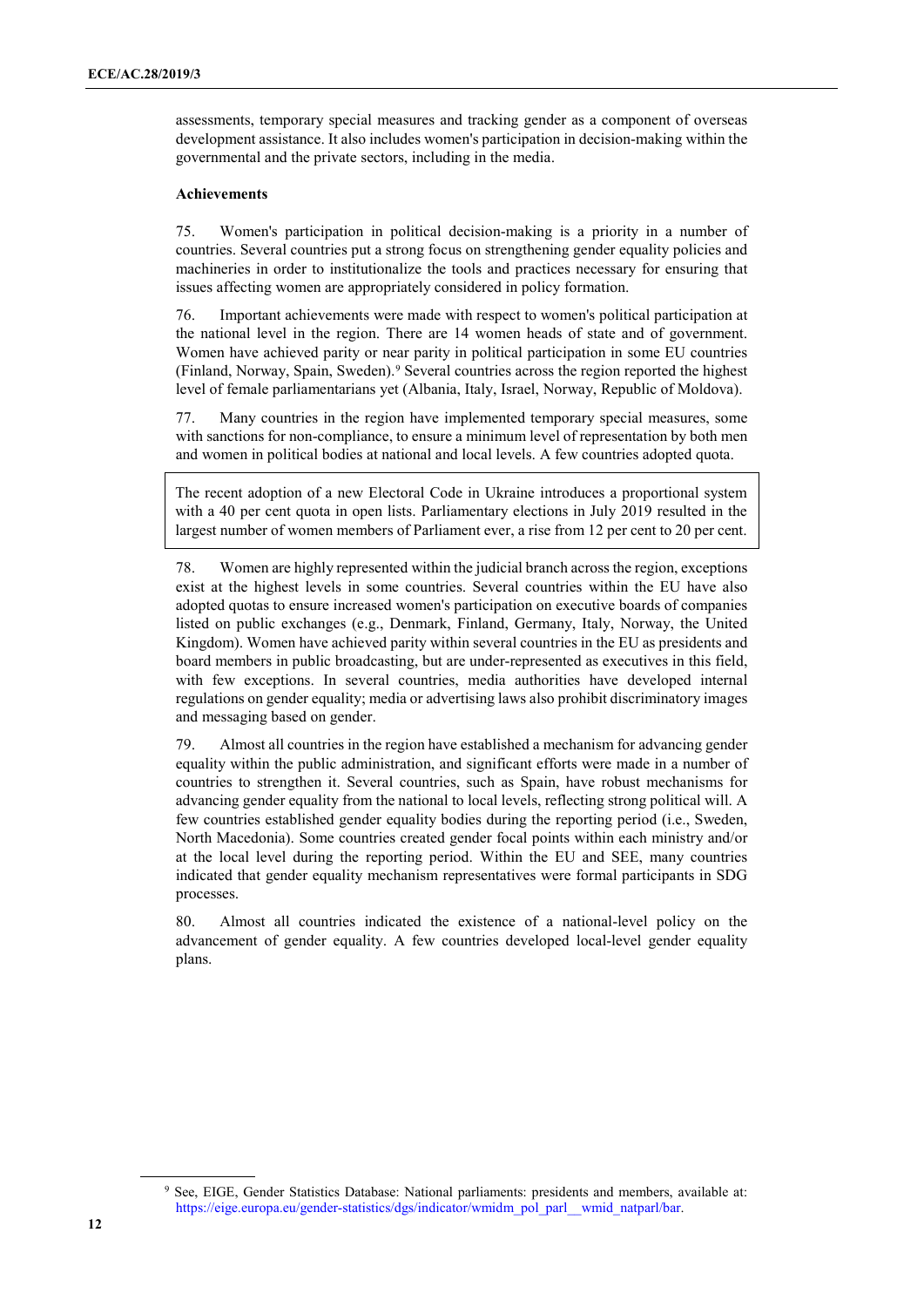assessments, temporary special measures and tracking gender as a component of overseas development assistance. It also includes women's participation in decision-making within the governmental and the private sectors, including in the media.

**Achievements**

75. Women's participation in political decision-making is a priority in a number of countries. Several countries put a strong focus on strengthening gender equality policies and machineries in order to institutionalize the tools and practices necessary for ensuring that issues affecting women are appropriately considered in policy formation.

76. Important achievements were made with respect to women's political participation at the national level in the region. There are 14 women heads of state and of government. Women have achieved parity or near parity in political participation in some EU countries (Finland, Norway, Spain, Sweden).[9] Several countries across the region reported the highest level of female parliamentarians yet (Albania, Italy, Israel, Norway, Republic of Moldova).

77. Many countries in the region have implemented temporary special measures, some with sanctions for non-compliance, to ensure a minimum level of representation by both men and women in political bodies at national and local levels. A few countries adopted quota.

> The recent adoption of a new Electoral Code in Ukraine introduces a proportional system with a 40 per cent quota in open lists. Parliamentary elections in July 2019 resulted in the largest number of women members of Parliament ever, a rise from 12 per cent to 20 per cent.

78. Women are highly represented within the judicial branch across the region, exceptions exist at the highest levels in some countries. Several countries within the EU have also adopted quotas to ensure increased women's participation on executive boards of companies listed on public exchanges (e.g., Denmark, Finland, Germany, Italy, Norway, the United Kingdom). Women have achieved parity within several countries in the EU as presidents and board members in public broadcasting, but are under-represented as executives in this field, with few exceptions. In several countries, media authorities have developed internal regulations on gender equality; media or advertising laws also prohibit discriminatory images and messaging based on gender.

79. Almost all countries in the region have established a mechanism for advancing gender equality within the public administration, and significant efforts were made in a number of countries to strengthen it. Several countries, such as Spain, have robust mechanisms for advancing gender equality from the national to local levels, reflecting strong political will. A few countries established gender equality bodies during the reporting period (i.e., Sweden, North Macedonia). Some countries created gender focal points within each ministry and/or at the local level during the reporting period. Within the EU and SEE, many countries indicated that gender equality mechanism representatives were formal participants in SDG processes.

80. Almost all countries indicated the existence of a national-level policy on the advancement of gender equality. A few countries developed local-level gender equality plans.

---

[9] See, EIGE, Gender Statistics Database: National parliaments: presidents and members, available at: https://eige.europa.eu/gender-statistics/dgs/indicator/wmidm_pol_parl__wmid_natparl/bar.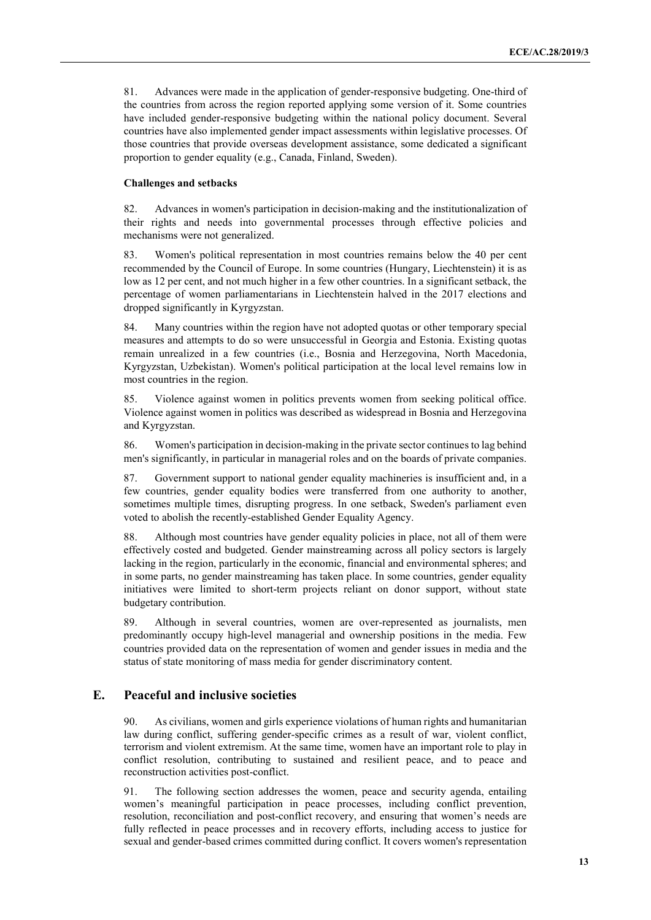81. Advances were made in the application of gender-responsive budgeting. One-third of the countries from across the region reported applying some version of it. Some countries have included gender-responsive budgeting within the national policy document. Several countries have also implemented gender impact assessments within legislative processes. Of those countries that provide overseas development assistance, some dedicated a significant proportion to gender equality (e.g., Canada, Finland, Sweden).

**Challenges and setbacks**

82. Advances in women's participation in decision-making and the institutionalization of their rights and needs into governmental processes through effective policies and mechanisms were not generalized.

83. Women's political representation in most countries remains below the 40 per cent recommended by the Council of Europe. In some countries (Hungary, Liechtenstein) it is as low as 12 per cent, and not much higher in a few other countries. In a significant setback, the percentage of women parliamentarians in Liechtenstein halved in the 2017 elections and dropped significantly in Kyrgyzstan.

84. Many countries within the region have not adopted quotas or other temporary special measures and attempts to do so were unsuccessful in Georgia and Estonia. Existing quotas remain unrealized in a few countries (i.e., Bosnia and Herzegovina, North Macedonia, Kyrgyzstan, Uzbekistan). Women's political participation at the local level remains low in most countries in the region.

85. Violence against women in politics prevents women from seeking political office. Violence against women in politics was described as widespread in Bosnia and Herzegovina and Kyrgyzstan.

86. Women's participation in decision-making in the private sector continues to lag behind men's significantly, in particular in managerial roles and on the boards of private companies.

87. Government support to national gender equality machineries is insufficient and, in a few countries, gender equality bodies were transferred from one authority to another, sometimes multiple times, disrupting progress. In one setback, Sweden's parliament even voted to abolish the recently-established Gender Equality Agency.

88. Although most countries have gender equality policies in place, not all of them were effectively costed and budgeted. Gender mainstreaming across all policy sectors is largely lacking in the region, particularly in the economic, financial and environmental spheres; and in some parts, no gender mainstreaming has taken place. In some countries, gender equality initiatives were limited to short-term projects reliant on donor support, without state budgetary contribution.

89. Although in several countries, women are over-represented as journalists, men predominantly occupy high-level managerial and ownership positions in the media. Few countries provided data on the representation of women and gender issues in media and the status of state monitoring of mass media for gender discriminatory content.

## E. Peaceful and inclusive societies

90. As civilians, women and girls experience violations of human rights and humanitarian law during conflict, suffering gender-specific crimes as a result of war, violent conflict, terrorism and violent extremism. At the same time, women have an important role to play in conflict resolution, contributing to sustained and resilient peace, and to peace and reconstruction activities post-conflict.

91. The following section addresses the women, peace and security agenda, entailing women's meaningful participation in peace processes, including conflict prevention, resolution, reconciliation and post-conflict recovery, and ensuring that women's needs are fully reflected in peace processes and in recovery efforts, including access to justice for sexual and gender-based crimes committed during conflict. It covers women's representation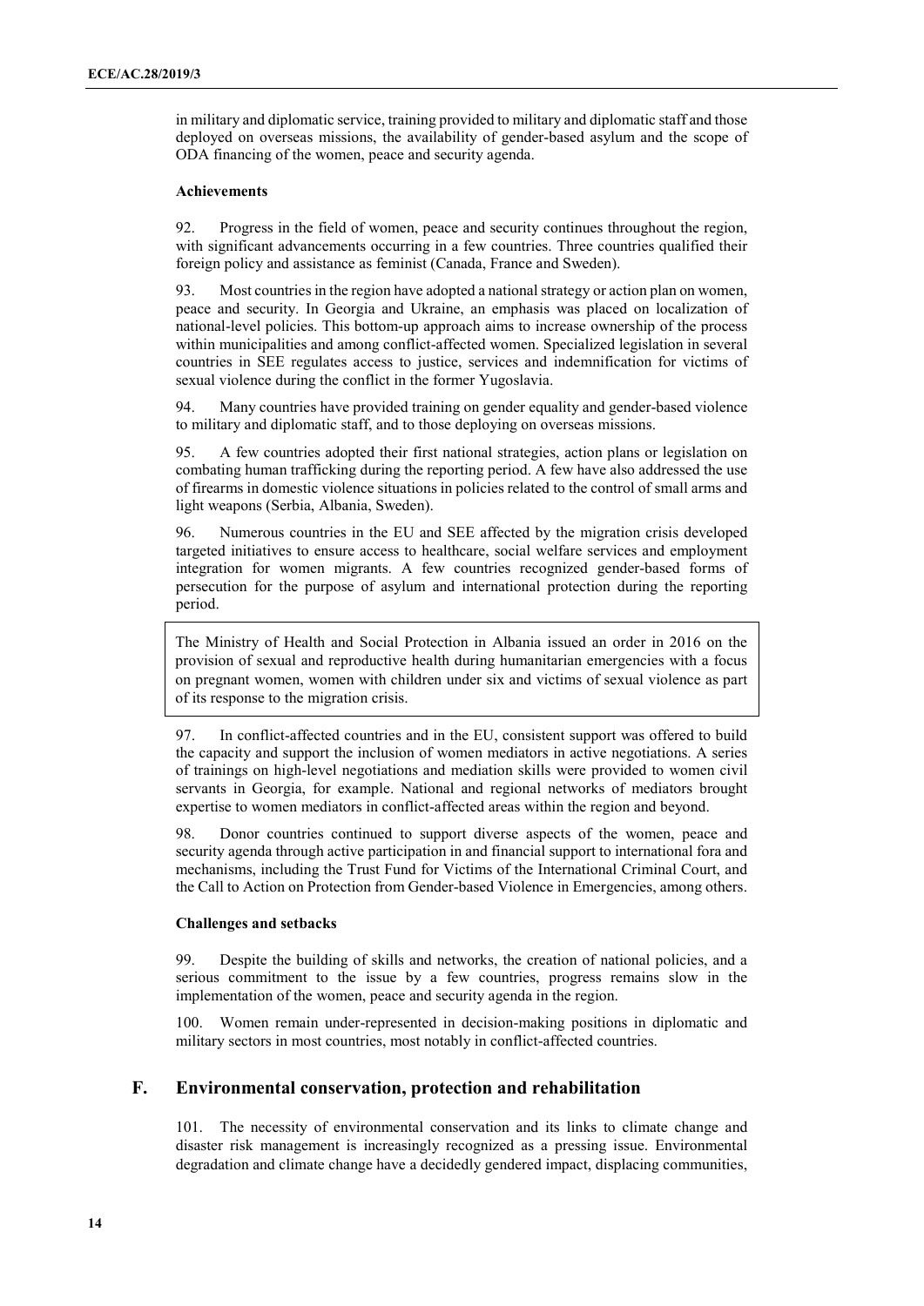in military and diplomatic service, training provided to military and diplomatic staff and those deployed on overseas missions, the availability of gender-based asylum and the scope of ODA financing of the women, peace and security agenda.

**Achievements**

92. Progress in the field of women, peace and security continues throughout the region, with significant advancements occurring in a few countries. Three countries qualified their foreign policy and assistance as feminist (Canada, France and Sweden).

93. Most countries in the region have adopted a national strategy or action plan on women, peace and security. In Georgia and Ukraine, an emphasis was placed on localization of national-level policies. This bottom-up approach aims to increase ownership of the process within municipalities and among conflict-affected women. Specialized legislation in several countries in SEE regulates access to justice, services and indemnification for victims of sexual violence during the conflict in the former Yugoslavia.

94. Many countries have provided training on gender equality and gender-based violence to military and diplomatic staff, and to those deploying on overseas missions.

95. A few countries adopted their first national strategies, action plans or legislation on combating human trafficking during the reporting period. A few have also addressed the use of firearms in domestic violence situations in policies related to the control of small arms and light weapons (Serbia, Albania, Sweden).

96. Numerous countries in the EU and SEE affected by the migration crisis developed targeted initiatives to ensure access to healthcare, social welfare services and employment integration for women migrants. A few countries recognized gender-based forms of persecution for the purpose of asylum and international protection during the reporting period.

> The Ministry of Health and Social Protection in Albania issued an order in 2016 on the provision of sexual and reproductive health during humanitarian emergencies with a focus on pregnant women, women with children under six and victims of sexual violence as part of its response to the migration crisis.

97. In conflict-affected countries and in the EU, consistent support was offered to build the capacity and support the inclusion of women mediators in active negotiations. A series of trainings on high-level negotiations and mediation skills were provided to women civil servants in Georgia, for example. National and regional networks of mediators brought expertise to women mediators in conflict-affected areas within the region and beyond.

98. Donor countries continued to support diverse aspects of the women, peace and security agenda through active participation in and financial support to international fora and mechanisms, including the Trust Fund for Victims of the International Criminal Court, and the Call to Action on Protection from Gender-based Violence in Emergencies, among others.

**Challenges and setbacks**

99. Despite the building of skills and networks, the creation of national policies, and a serious commitment to the issue by a few countries, progress remains slow in the implementation of the women, peace and security agenda in the region.

100. Women remain under-represented in decision-making positions in diplomatic and military sectors in most countries, most notably in conflict-affected countries.

## F. Environmental conservation, protection and rehabilitation

101. The necessity of environmental conservation and its links to climate change and disaster risk management is increasingly recognized as a pressing issue. Environmental degradation and climate change have a decidedly gendered impact, displacing communities,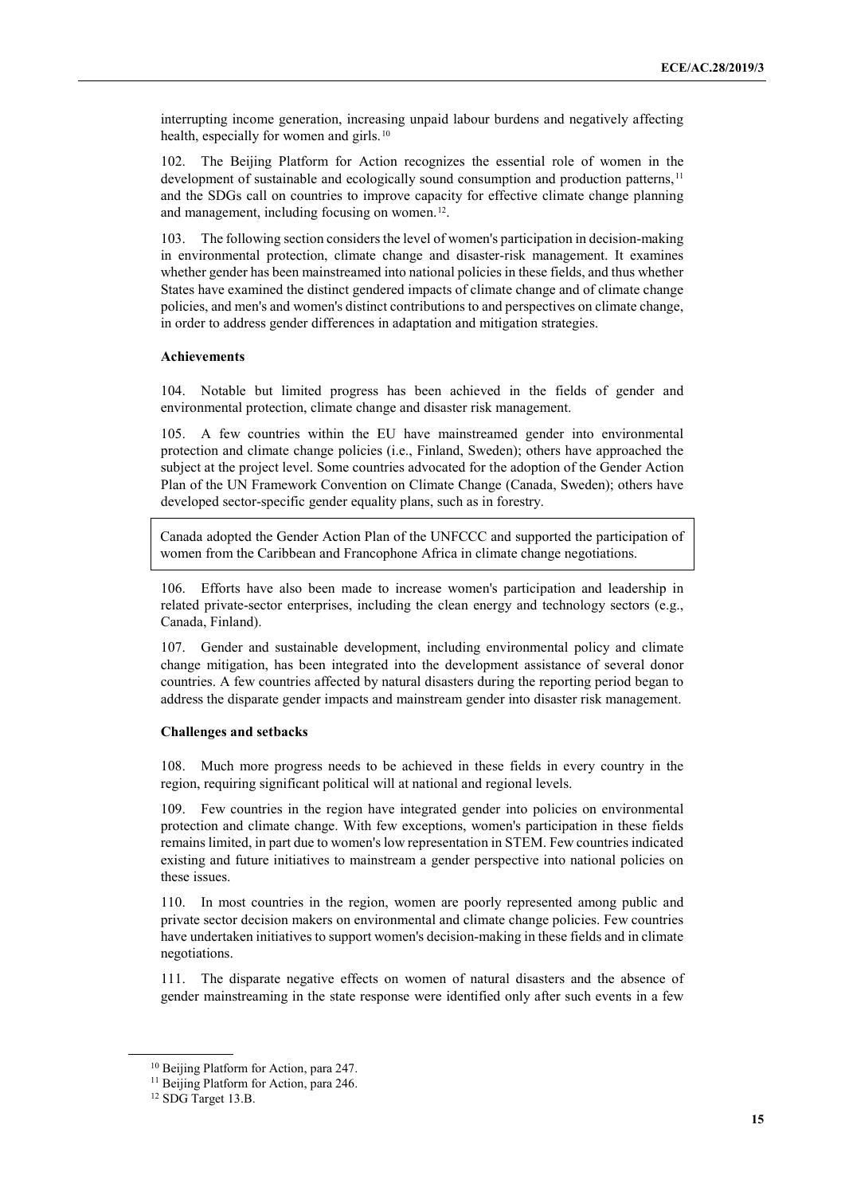interrupting income generation, increasing unpaid labour burdens and negatively affecting health, especially for women and girls.[10]

102. The Beijing Platform for Action recognizes the essential role of women in the development of sustainable and ecologically sound consumption and production patterns,[11] and the SDGs call on countries to improve capacity for effective climate change planning and management, including focusing on women.[12].

103. The following section considers the level of women's participation in decision-making in environmental protection, climate change and disaster-risk management. It examines whether gender has been mainstreamed into national policies in these fields, and thus whether States have examined the distinct gendered impacts of climate change and of climate change policies, and men's and women's distinct contributions to and perspectives on climate change, in order to address gender differences in adaptation and mitigation strategies.

**Achievements**

104. Notable but limited progress has been achieved in the fields of gender and environmental protection, climate change and disaster risk management.

105. A few countries within the EU have mainstreamed gender into environmental protection and climate change policies (i.e., Finland, Sweden); others have approached the subject at the project level. Some countries advocated for the adoption of the Gender Action Plan of the UN Framework Convention on Climate Change (Canada, Sweden); others have developed sector-specific gender equality plans, such as in forestry.

> Canada adopted the Gender Action Plan of the UNFCCC and supported the participation of women from the Caribbean and Francophone Africa in climate change negotiations.

106. Efforts have also been made to increase women's participation and leadership in related private-sector enterprises, including the clean energy and technology sectors (e.g., Canada, Finland).

107. Gender and sustainable development, including environmental policy and climate change mitigation, has been integrated into the development assistance of several donor countries. A few countries affected by natural disasters during the reporting period began to address the disparate gender impacts and mainstream gender into disaster risk management.

**Challenges and setbacks**

108. Much more progress needs to be achieved in these fields in every country in the region, requiring significant political will at national and regional levels.

109. Few countries in the region have integrated gender into policies on environmental protection and climate change. With few exceptions, women's participation in these fields remains limited, in part due to women's low representation in STEM. Few countries indicated existing and future initiatives to mainstream a gender perspective into national policies on these issues.

110. In most countries in the region, women are poorly represented among public and private sector decision makers on environmental and climate change policies. Few countries have undertaken initiatives to support women's decision-making in these fields and in climate negotiations.

111. The disparate negative effects on women of natural disasters and the absence of gender mainstreaming in the state response were identified only after such events in a few

---

[10] Beijing Platform for Action, para 247.

[11] Beijing Platform for Action, para 246.

[12] SDG Target 13.B.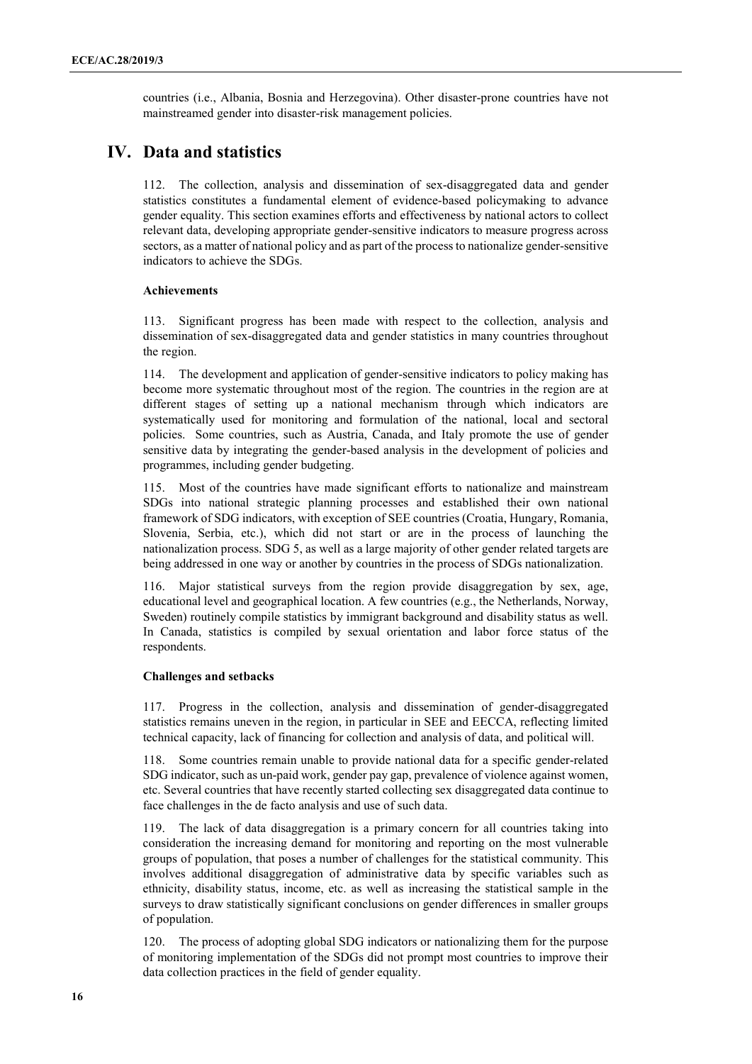countries (i.e., Albania, Bosnia and Herzegovina). Other disaster-prone countries have not mainstreamed gender into disaster-risk management policies.

# IV. Data and statistics

112. The collection, analysis and dissemination of sex-disaggregated data and gender statistics constitutes a fundamental element of evidence-based policymaking to advance gender equality. This section examines efforts and effectiveness by national actors to collect relevant data, developing appropriate gender-sensitive indicators to measure progress across sectors, as a matter of national policy and as part of the process to nationalize gender-sensitive indicators to achieve the SDGs.

**Achievements**

113. Significant progress has been made with respect to the collection, analysis and dissemination of sex-disaggregated data and gender statistics in many countries throughout the region.

114. The development and application of gender-sensitive indicators to policy making has become more systematic throughout most of the region. The countries in the region are at different stages of setting up a national mechanism through which indicators are systematically used for monitoring and formulation of the national, local and sectoral policies. Some countries, such as Austria, Canada, and Italy promote the use of gender sensitive data by integrating the gender-based analysis in the development of policies and programmes, including gender budgeting.

115. Most of the countries have made significant efforts to nationalize and mainstream SDGs into national strategic planning processes and established their own national framework of SDG indicators, with exception of SEE countries (Croatia, Hungary, Romania, Slovenia, Serbia, etc.), which did not start or are in the process of launching the nationalization process. SDG 5, as well as a large majority of other gender related targets are being addressed in one way or another by countries in the process of SDGs nationalization.

116. Major statistical surveys from the region provide disaggregation by sex, age, educational level and geographical location. A few countries (e.g., the Netherlands, Norway, Sweden) routinely compile statistics by immigrant background and disability status as well. In Canada, statistics is compiled by sexual orientation and labor force status of the respondents.

**Challenges and setbacks**

117. Progress in the collection, analysis and dissemination of gender-disaggregated statistics remains uneven in the region, in particular in SEE and EECCA, reflecting limited technical capacity, lack of financing for collection and analysis of data, and political will.

118. Some countries remain unable to provide national data for a specific gender-related SDG indicator, such as un-paid work, gender pay gap, prevalence of violence against women, etc. Several countries that have recently started collecting sex disaggregated data continue to face challenges in the de facto analysis and use of such data.

119. The lack of data disaggregation is a primary concern for all countries taking into consideration the increasing demand for monitoring and reporting on the most vulnerable groups of population, that poses a number of challenges for the statistical community. This involves additional disaggregation of administrative data by specific variables such as ethnicity, disability status, income, etc. as well as increasing the statistical sample in the surveys to draw statistically significant conclusions on gender differences in smaller groups of population.

120. The process of adopting global SDG indicators or nationalizing them for the purpose of monitoring implementation of the SDGs did not prompt most countries to improve their data collection practices in the field of gender equality.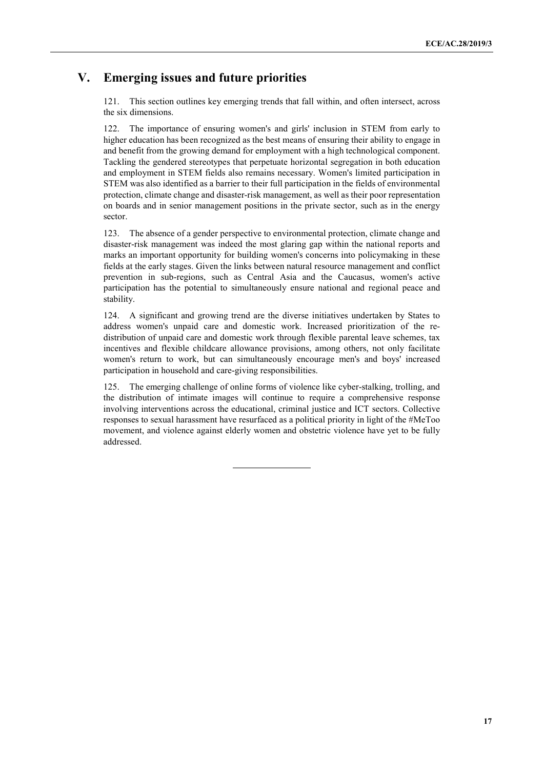# V. Emerging issues and future priorities

121. This section outlines key emerging trends that fall within, and often intersect, across the six dimensions.

122. The importance of ensuring women's and girls' inclusion in STEM from early to higher education has been recognized as the best means of ensuring their ability to engage in and benefit from the growing demand for employment with a high technological component. Tackling the gendered stereotypes that perpetuate horizontal segregation in both education and employment in STEM fields also remains necessary. Women's limited participation in STEM was also identified as a barrier to their full participation in the fields of environmental protection, climate change and disaster-risk management, as well as their poor representation on boards and in senior management positions in the private sector, such as in the energy sector.

123. The absence of a gender perspective to environmental protection, climate change and disaster-risk management was indeed the most glaring gap within the national reports and marks an important opportunity for building women's concerns into policymaking in these fields at the early stages. Given the links between natural resource management and conflict prevention in sub-regions, such as Central Asia and the Caucasus, women's active participation has the potential to simultaneously ensure national and regional peace and stability.

124. A significant and growing trend are the diverse initiatives undertaken by States to address women's unpaid care and domestic work. Increased prioritization of the re-distribution of unpaid care and domestic work through flexible parental leave schemes, tax incentives and flexible childcare allowance provisions, among others, not only facilitate women's return to work, but can simultaneously encourage men's and boys' increased participation in household and care-giving responsibilities.

125. The emerging challenge of online forms of violence like cyber-stalking, trolling, and the distribution of intimate images will continue to require a comprehensive response involving interventions across the educational, criminal justice and ICT sectors. Collective responses to sexual harassment have resurfaced as a political priority in light of the #MeToo movement, and violence against elderly women and obstetric violence have yet to be fully addressed.